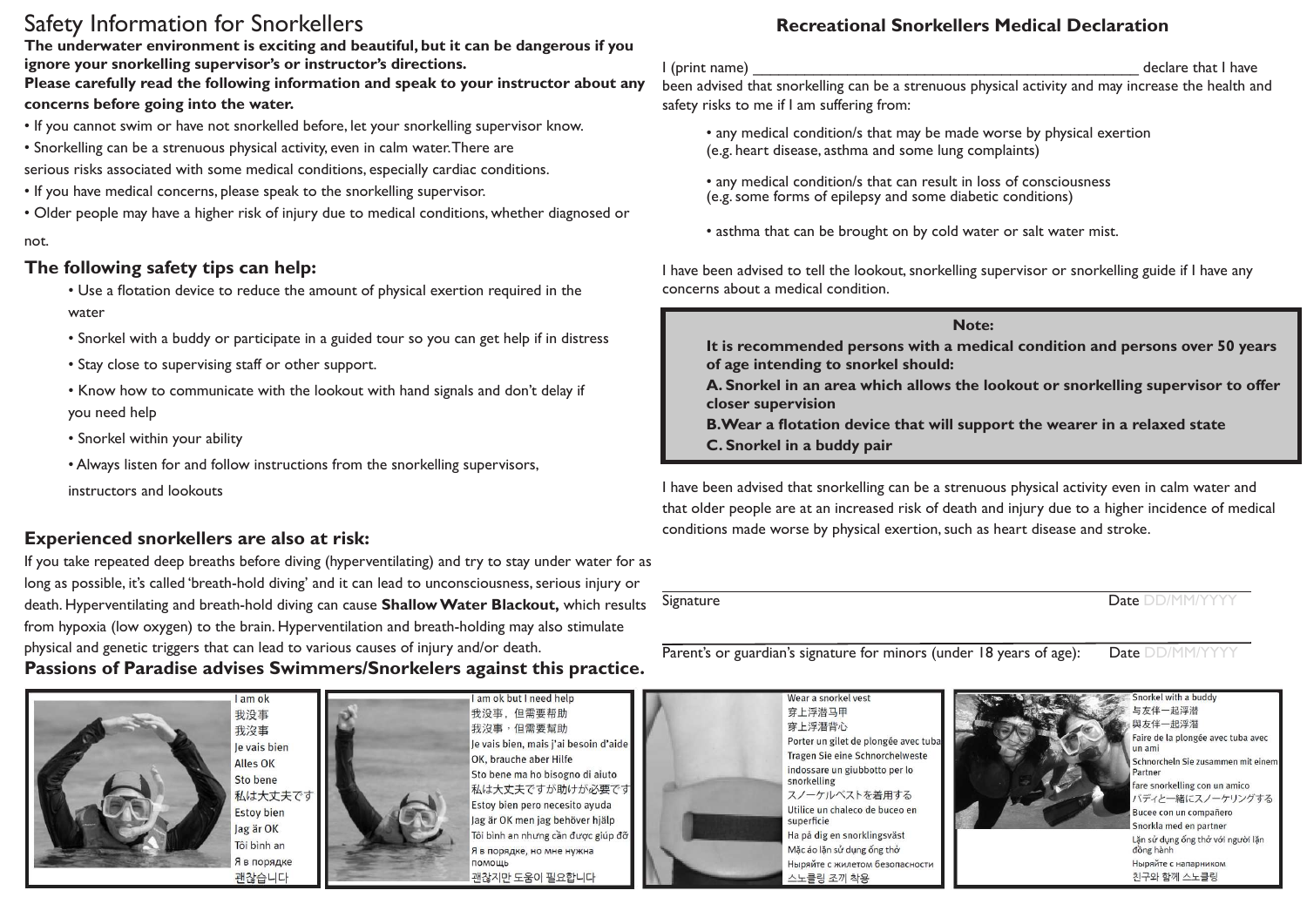# Safety Information for Snorkellers

**The underwater environment is exciting and beautiful, but it can be dangerous if you ignore your snorkelling supervisor's or instructor's directions.**

**Please carefully read the following information and speak to your instructor about any concerns before going into the water.**

- If you cannot swim or have not snorkelled before, let your snorkelling supervisor know.
- Snorkelling can be a strenuous physical activity, even in calm water. There are serious risks associated with some medical conditions, especially cardiac conditions.
- If you have medical concerns, please speak to the snorkelling supervisor.
- Older people may have a higher risk of injury due to medical conditions, whether diagnosed or not.

## The following safety tips can help:

- Use a flotation device to reduce the amount of physical exertion required in the water
- Snorkel with a buddy or participate in a guided tour so you can get help if in distress
- Stay close to supervising staff or other support.
- Know how to communicate with the lookout with hand signals and don't delay if you need help
- Snorkel within your ability
- Always listen for and follow instructions from the snorkelling supervisors, instructors and lookouts

## Experienced snorkellers are also at risk:

If you take repeated deep breaths before diving (hyperventilating) and try to stay under water for as long as possible, it's called 'breath-hold diving' and it can lead to unconsciousness, serious injury or death. Hyperventilating and breath-hold diving can cause **Shallow Water Blackout,** which results from hypoxia (low oxygen) to the brain. Hyperventilation and breath-holding may also stimulate physical and genetic triggers that can lead to various causes of injury and/or death.

**Passions of Paradise advises Swimmers/Snorkelers against this practice.**

## Recreational Snorkellers Medical Declaration

I (print name) \_\_\_\_\_\_\_\_\_\_\_\_\_\_\_\_\_\_\_\_\_\_\_\_\_\_\_\_\_\_\_\_\_\_\_\_\_\_\_\_ declare that I have been advised that snorkelling can be a strenuous physical activity and may increase the health and safety risks to me if I am suffering from:

- any medical condition/s that may be made worse by physical exertion (e.g. heart disease, asthma and some lung complaints)
- any medical condition/s that can result in loss of consciousness (e.g. some forms of epilepsy and some diabetic conditions)
- asthma that can be brought on by cold water or salt water mist.

I have been advised to tell the lookout, snorkelling supervisor or snorkelling guide if I have any concerns about a medical condition.

> **Note:**
>
> **It is recommended persons with a medical condition and persons over 50 years of age intending to snorkel should:**
>
> **A. Snorkel in an area which allows the lookout or snorkelling supervisor to offer closer supervision**
>
> **B. Wear a flotation device that will support the wearer in a relaxed state**
>
> **C. Snorkel in a buddy pair**

I have been advised that snorkelling can be a strenuous physical activity even in calm water and that older people are at an increased risk of death and injury due to a higher incidence of medical conditions made worse by physical exertion, such as heart disease and stroke.

Signature \_\_\_\_\_\_\_\_\_\_\_\_\_\_\_\_\_\_\_\_ Date DD/MM/YYYY

Parent's or guardian's signature for minors (under 18 years of age): \_\_\_\_\_\_\_\_\_\_\_\_\_\_\_\_\_\_\_\_ Date DD/MM/YYYY

I am ok
我没事
我沒事
Je vais bien
Alles OK
Sto bene
私は大丈夫です
Estoy bien
Jag är OK
Tôi bình an
Я в порядке
괜찮습니다

I am ok but I need help
我没事，但需要帮助
我沒事，但需要幫助
Je vais bien, mais j'ai besoin d'aide
OK, brauche aber Hilfe
Sto bene ma ho bisogno di aiuto
私は大丈夫ですが助けが必要です
Estoy bien pero necesito ayuda
Jag är OK men jag behöver hjälp
Tôi bình an nhưng cần được giúp đỡ
Я в порядке, но мне нужна помощь
괜찮지만 도움이 필요합니다

Wear a snorkel vest
穿上浮潜马甲
穿上浮潛背心
Porter un gilet de plongée avec tuba
Tragen Sie eine Schnorchelweste
indossare un giubbotto per lo snorkelling
スノーケルベストを着用する
Utilice un chaleco de buceo en superficie
Ha på dig en snorklingsväst
Mặc áo lặn sử dụng ống thở
Ныряйте с жилетом безопасности
스노클링 조끼 착용

Snorkel with a buddy
与友伴一起浮潜
與友伴一起浮潛
Faire de la plongée avec tuba avec un ami
Schnorcheln Sie zusammen mit einem Partner
fare snorkelling con un amico
バディと一緒にスノーケリングする
Bucee con un compañero
Snorkla med en partner
Lặn sử dụng ống thở với người lặn đồng hành
Ныряйте с напарником
친구와 함께 스노클링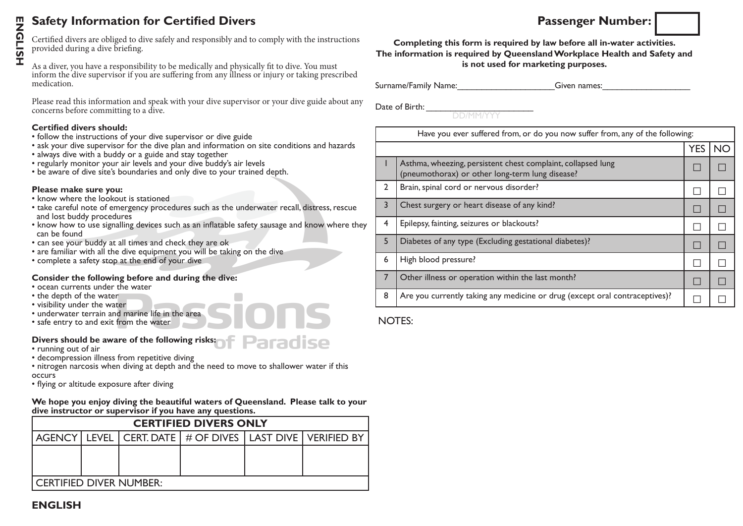# Safety Information for Certified Divers

Certified divers are obliged to dive safely and responsibly and to comply with the instructions provided during a dive briefing.

As a diver, you have a responsibility to be medically and physically fit to dive. You must inform the dive supervisor if you are suffering from any illness or injury or taking prescribed medication.

Please read this information and speak with your dive supervisor or your dive guide about any concerns before committing to a dive.

**Certified divers should:**

- follow the instructions of your dive supervisor or dive guide
- ask your dive supervisor for the dive plan and information on site conditions and hazards
- always dive with a buddy or a guide and stay together
- regularly monitor your air levels and your dive buddy's air levels
- be aware of dive site's boundaries and only dive to your trained depth.

**Please make sure you:**

- know where the lookout is stationed
- take careful note of emergency procedures such as the underwater recall, distress, rescue and lost buddy procedures
- know how to use signalling devices such as an inflatable safety sausage and know where they can be found
- can see your buddy at all times and check they are ok
- are familiar with all the dive equipment you will be taking on the dive
- complete a safety stop at the end of your dive

**Consider the following before and during the dive:**

- ocean currents under the water
- the depth of the water
- visibility under the water
- underwater terrain and marine life in the area
- safe entry to and exit from the water

**Divers should be aware of the following risks:**

- running out of air
- decompression illness from repetitive diving
- nitrogen narcosis when diving at depth and the need to move to shallower water if this occurs
- flying or altitude exposure after diving

**We hope you enjoy diving the beautiful waters of Queensland. Please talk to your dive instructor or supervisor if you have any questions.**

| CERTIFIED DIVERS ONLY | | | | | |
|---|---|---|---|---|---|
| AGENCY | LEVEL | CERT. DATE | # OF DIVES | LAST DIVE | VERIFIED BY |
| | | | | | |
| CERTIFIED DIVER NUMBER: | | | | | |

**ENGLISH**

## Passenger Number:

**Completing this form is required by law before all in-water activities. The information is required by Queensland Workplace Health and Safety and is not used for marketing purposes.**

Surname/Family Name:______________________Given names:____________________

Date of Birth: ________________________
DD/MM/YYY

| Have you ever suffered from, or do you now suffer from, any of the following: | | | |
|---|---|---|---|
| | | YES | NO |
| 1 | Asthma, wheezing, persistent chest complaint, collapsed lung (pneumothorax) or other long-term lung disease? | ☐ | ☐ |
| 2 | Brain, spinal cord or nervous disorder? | ☐ | ☐ |
| 3 | Chest surgery or heart disease of any kind? | ☐ | ☐ |
| 4 | Epilepsy, fainting, seizures or blackouts? | ☐ | ☐ |
| 5 | Diabetes of any type (Excluding gestational diabetes)? | ☐ | ☐ |
| 6 | High blood pressure? | ☐ | ☐ |
| 7 | Other illness or operation within the last month? | ☐ | ☐ |
| 8 | Are you currently taking any medicine or drug (except oral contraceptives)? | ☐ | ☐ |

NOTES: